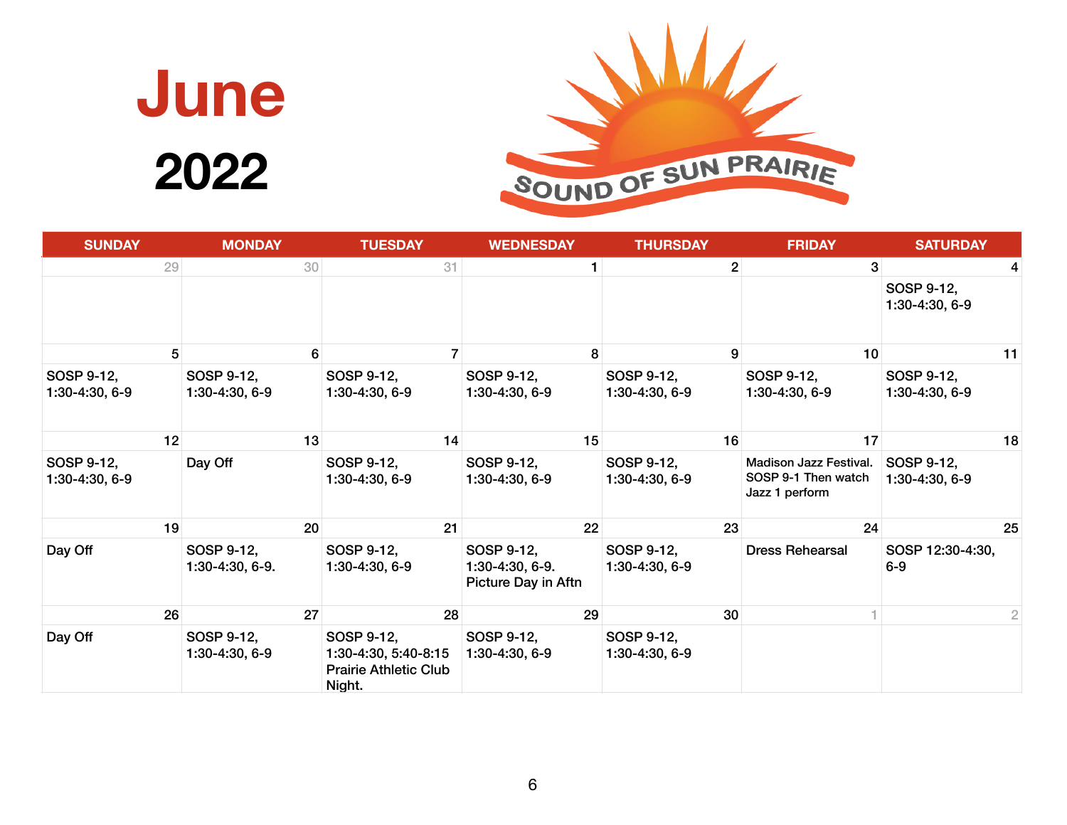# June

## 2022

SOUND OF SUN PRAIRIE

| SUNDAY | MONDAY | TUESDAY | WEDNESDAY | THURSDAY | FRIDAY | SATURDAY |
|---|---|---|---|---|---|---|
| 29 | 30 | 31 | 1 | 2 | 3 | 4 |
| | | | | | | SOSP 9-12, 1:30-4:30, 6-9 |
| 5 | 6 | 7 | 8 | 9 | 10 | 11 |
| SOSP 9-12, 1:30-4:30, 6-9 | SOSP 9-12, 1:30-4:30, 6-9 | SOSP 9-12, 1:30-4:30, 6-9 | SOSP 9-12, 1:30-4:30, 6-9 | SOSP 9-12, 1:30-4:30, 6-9 | SOSP 9-12, 1:30-4:30, 6-9 | SOSP 9-12, 1:30-4:30, 6-9 |
| 12 | 13 | 14 | 15 | 16 | 17 | 18 |
| SOSP 9-12, 1:30-4:30, 6-9 | Day Off | SOSP 9-12, 1:30-4:30, 6-9 | SOSP 9-12, 1:30-4:30, 6-9 | SOSP 9-12, 1:30-4:30, 6-9 | Madison Jazz Festival. SOSP 9-1 Then watch Jazz 1 perform | SOSP 9-12, 1:30-4:30, 6-9 |
| 19 | 20 | 21 | 22 | 23 | 24 | 25 |
| Day Off | SOSP 9-12, 1:30-4:30, 6-9. | SOSP 9-12, 1:30-4:30, 6-9 | SOSP 9-12, 1:30-4:30, 6-9. Picture Day in Aftn | SOSP 9-12, 1:30-4:30, 6-9 | Dress Rehearsal | SOSP 12:30-4:30, 6-9 |
| 26 | 27 | 28 | 29 | 30 | 1 | 2 |
| Day Off | SOSP 9-12, 1:30-4:30, 6-9 | SOSP 9-12, 1:30-4:30, 5:40-8:15 Prairie Athletic Club Night. | SOSP 9-12, 1:30-4:30, 6-9 | SOSP 9-12, 1:30-4:30, 6-9 | | |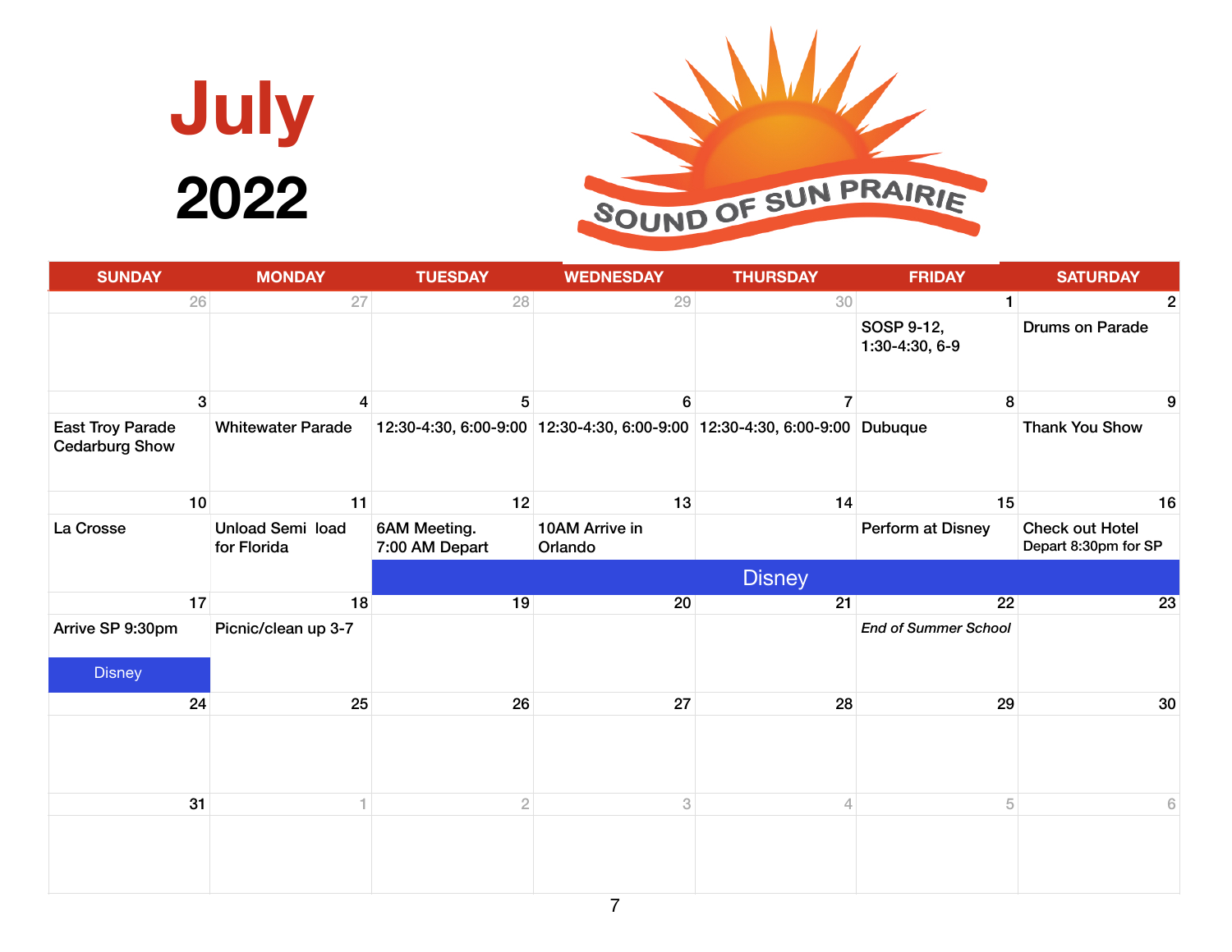# July 2022

SOUND OF SUN PRAIRIE

| SUNDAY | MONDAY | TUESDAY | WEDNESDAY | THURSDAY | FRIDAY | SATURDAY |
|---|---|---|---|---|---|---|
| 26 | 27 | 28 | 29 | 30 | 1 SOSP 9-12, 1:30-4:30, 6-9 | 2 Drums on Parade |
| 3 East Troy Parade Cedarburg Show | 4 Whitewater Parade | 5 12:30-4:30, 6:00-9:00 | 6 12:30-4:30, 6:00-9:00 | 7 12:30-4:30, 6:00-9:00 | 8 Dubuque | 9 Thank You Show |
| 10 La Crosse | 11 Unload Semi load for Florida | 12 6AM Meeting. 7:00 AM Depart (Disney) | 13 10AM Arrive in Orlando (Disney) | 14 (Disney) | 15 Perform at Disney (Disney) | 16 Check out Hotel Depart 8:30pm for SP (Disney) |
| 17 Arrive SP 9:30pm (Disney) | 18 Picnic/clean up 3-7 | 19 | 20 | 21 | 22 *End of Summer School* | 23 |
| 24 | 25 | 26 | 27 | 28 | 29 | 30 |
| 31 | 1 | 2 | 3 | 4 | 5 | 6 |